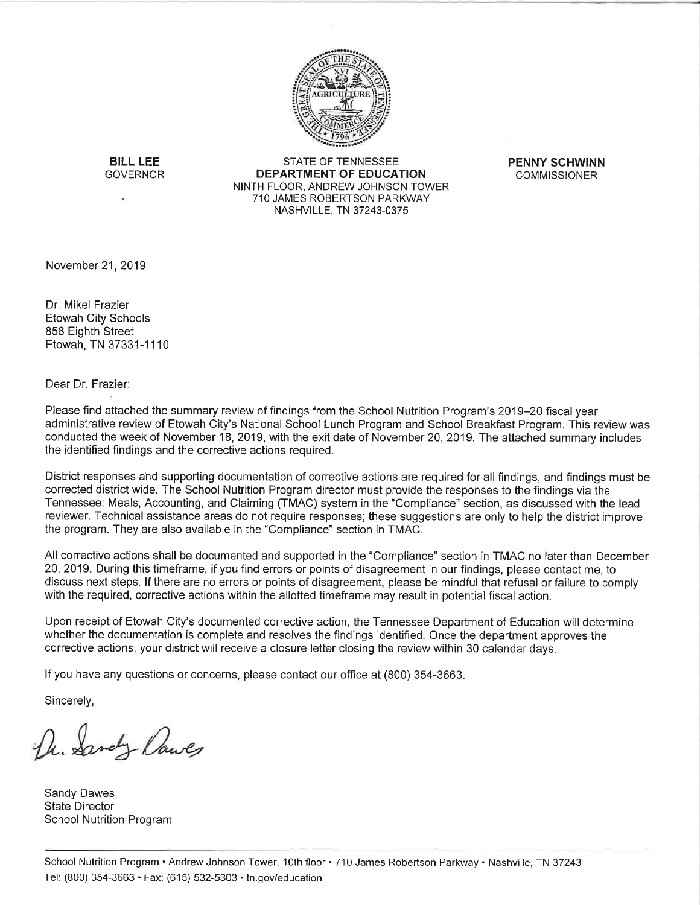**BILL LEE**
GOVERNOR

STATE OF TENNESSEE
**DEPARTMENT OF EDUCATION**
NINTH FLOOR, ANDREW JOHNSON TOWER
710 JAMES ROBERTSON PARKWAY
NASHVILLE, TN 37243-0375

**PENNY SCHWINN**
COMMISSIONER

November 21, 2019

Dr. Mikel Frazier
Etowah City Schools
858 Eighth Street
Etowah, TN 37331-1110

Dear Dr. Frazier:

Please find attached the summary review of findings from the School Nutrition Program's 2019–20 fiscal year administrative review of Etowah City's National School Lunch Program and School Breakfast Program. This review was conducted the week of November 18, 2019, with the exit date of November 20, 2019. The attached summary includes the identified findings and the corrective actions required.

District responses and supporting documentation of corrective actions are required for all findings, and findings must be corrected district wide. The School Nutrition Program director must provide the responses to the findings via the Tennessee: Meals, Accounting, and Claiming (TMAC) system in the "Compliance" section, as discussed with the lead reviewer. Technical assistance areas do not require responses; these suggestions are only to help the district improve the program. They are also available in the "Compliance" section in TMAC.

All corrective actions shall be documented and supported in the "Compliance" section in TMAC no later than December 20, 2019. During this timeframe, if you find errors or points of disagreement in our findings, please contact me, to discuss next steps. If there are no errors or points of disagreement, please be mindful that refusal or failure to comply with the required, corrective actions within the allotted timeframe may result in potential fiscal action.

Upon receipt of Etowah City's documented corrective action, the Tennessee Department of Education will determine whether the documentation is complete and resolves the findings identified. Once the department approves the corrective actions, your district will receive a closure letter closing the review within 30 calendar days.

If you have any questions or concerns, please contact our office at (800) 354-3663.

Sincerely,

Dr. Sandy Dawes

Sandy Dawes
State Director
School Nutrition Program

School Nutrition Program • Andrew Johnson Tower, 10th floor • 710 James Robertson Parkway • Nashville, TN 37243
Tel: (800) 354-3663 • Fax: (615) 532-5303 • tn.gov/education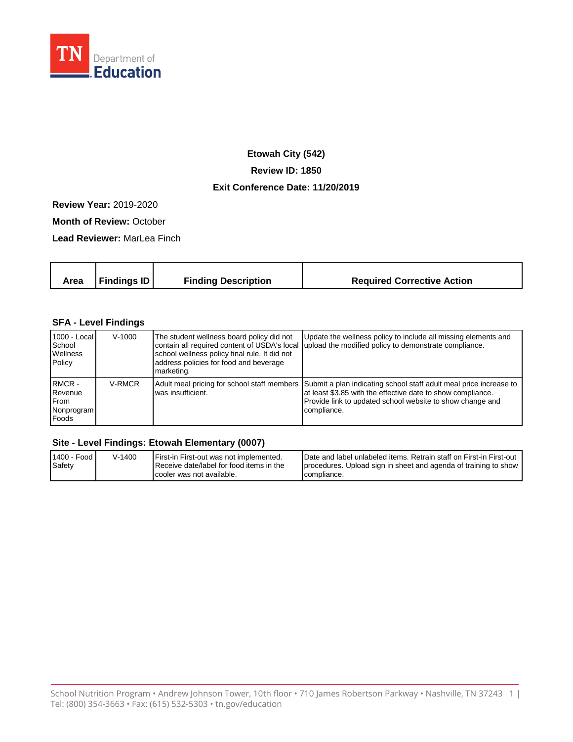TN Department of Education

**Etowah City (542)**

**Review ID: 1850**

**Exit Conference Date: 11/20/2019**

**Review Year:** 2019-2020

**Month of Review:** October

**Lead Reviewer:** MarLea Finch

| Area | Findings ID | Finding Description | Required Corrective Action |
|---|---|---|---|
| **SFA - Level Findings** | | | |
| 1000 - Local School Wellness Policy | V-1000 | The student wellness board policy did not contain all required content of USDA's local school wellness policy final rule. It did not address policies for food and beverage marketing. | Update the wellness policy to include all missing elements and upload the modified policy to demonstrate compliance. |
| RMCR - Revenue From Nonprogram Foods | V-RMCR | Adult meal pricing for school staff members was insufficient. | Submit a plan indicating school staff adult meal price increase to at least $3.85 with the effective date to show compliance. Provide link to updated school website to show change and compliance. |
| **Site - Level Findings: Etowah Elementary (0007)** | | | |
| 1400 - Food Safety | V-1400 | First-in First-out was not implemented. Receive date/label for food items in the cooler was not available. | Date and label unlabeled items. Retrain staff on First-in First-out procedures. Upload sign in sheet and agenda of training to show compliance. |

School Nutrition Program • Andrew Johnson Tower, 10th floor • 710 James Robertson Parkway • Nashville, TN 37243
Tel: (800) 354-3663 • Fax: (615) 532-5303 • tn.gov/education